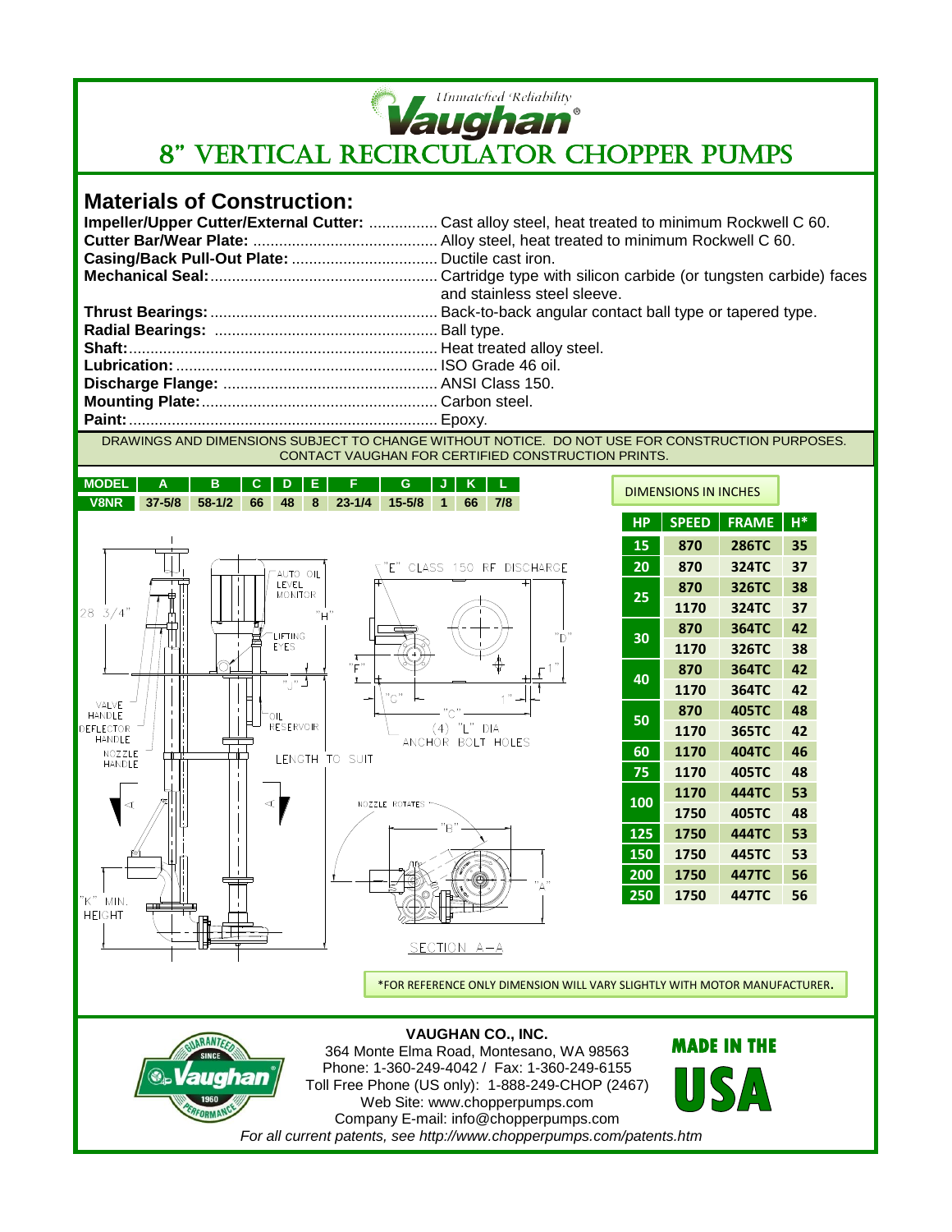*Unmatched Reliability*

**Vaughan®**

# 8" VERTICAL RECIRCULATOR CHOPPER PUMPS

## Materials of Construction:

**Impeller/Upper Cutter/External Cutter:** ................ Cast alloy steel, heat treated to minimum Rockwell C 60.
**Cutter Bar/Wear Plate:** .......................................... Alloy steel, heat treated to minimum Rockwell C 60.
**Casing/Back Pull-Out Plate:** .................................. Ductile cast iron.
**Mechanical Seal:**..................................................... Cartridge type with silicon carbide (or tungsten carbide) faces and stainless steel sleeve.
**Thrust Bearings:**..................................................... Back-to-back angular contact ball type or tapered type.
**Radial Bearings:** ................................................... Ball type.
**Shaft:**........................................................................ Heat treated alloy steel.
**Lubrication:**............................................................. ISO Grade 46 oil.
**Discharge Flange:** .................................................. ANSI Class 150.
**Mounting Plate:**....................................................... Carbon steel.
**Paint:**........................................................................ Epoxy.

DRAWINGS AND DIMENSIONS SUBJECT TO CHANGE WITHOUT NOTICE. DO NOT USE FOR CONSTRUCTION PURPOSES. CONTACT VAUGHAN FOR CERTIFIED CONSTRUCTION PRINTS.

| MODEL | A | B | C | D | E | F | G | J | K | L |
|---|---|---|---|---|---|---|---|---|---|---|
| V8NR | 37-5/8 | 58-1/2 | 66 | 48 | 8 | 23-1/4 | 15-5/8 | 1 | 66 | 7/8 |

DIMENSIONS IN INCHES

| HP | SPEED | FRAME | H* |
|---|---|---|---|
| 15 | 870 | 286TC | 35 |
| 20 | 870 | 324TC | 37 |
| 25 | 870 | 326TC | 38 |
| | 1170 | 324TC | 37 |
| 30 | 870 | 364TC | 42 |
| | 1170 | 326TC | 38 |
| 40 | 870 | 364TC | 42 |
| | 1170 | 364TC | 42 |
| 50 | 870 | 405TC | 48 |
| | 1170 | 365TC | 42 |
| 60 | 1170 | 404TC | 46 |
| 75 | 1170 | 405TC | 48 |
| 100 | 1170 | 444TC | 53 |
| | 1750 | 405TC | 48 |
| 125 | 1750 | 444TC | 53 |
| 150 | 1750 | 445TC | 53 |
| 200 | 1750 | 447TC | 56 |
| 250 | 1750 | 447TC | 56 |

28 3/4" — AUTO OIL LEVEL MONITOR — "H" — LIFTING EYES — "J" — VALVE HANDLE — DEFLECTOR HANDLE — NOZZLE HANDLE — OIL RESERVOIR — LENGTH TO SUIT — "K" MIN. HEIGHT — "E" CLASS 150 RF DISCHARGE — "D" — "F" — 1" — "C" — (4) "L" DIA ANCHOR BOLT HOLES — NOZZLE ROTATES — "B" — "A" — SECTION A–A

*FOR REFERENCE ONLY DIMENSION WILL VARY SLIGHTLY WITH MOTOR MANUFACTURER.

GUARANTEED PERFORMANCE — Vaughan — SINCE 1960

**VAUGHAN CO., INC.**
364 Monte Elma Road, Montesano, WA 98563
Phone: 1-360-249-4042 / Fax: 1-360-249-6155
Toll Free Phone (US only): 1-888-249-CHOP (2467)
Web Site: www.chopperpumps.com
Company E-mail: info@chopperpumps.com

*For all current patents, see http://www.chopperpumps.com/patents.htm*

MADE IN THE USA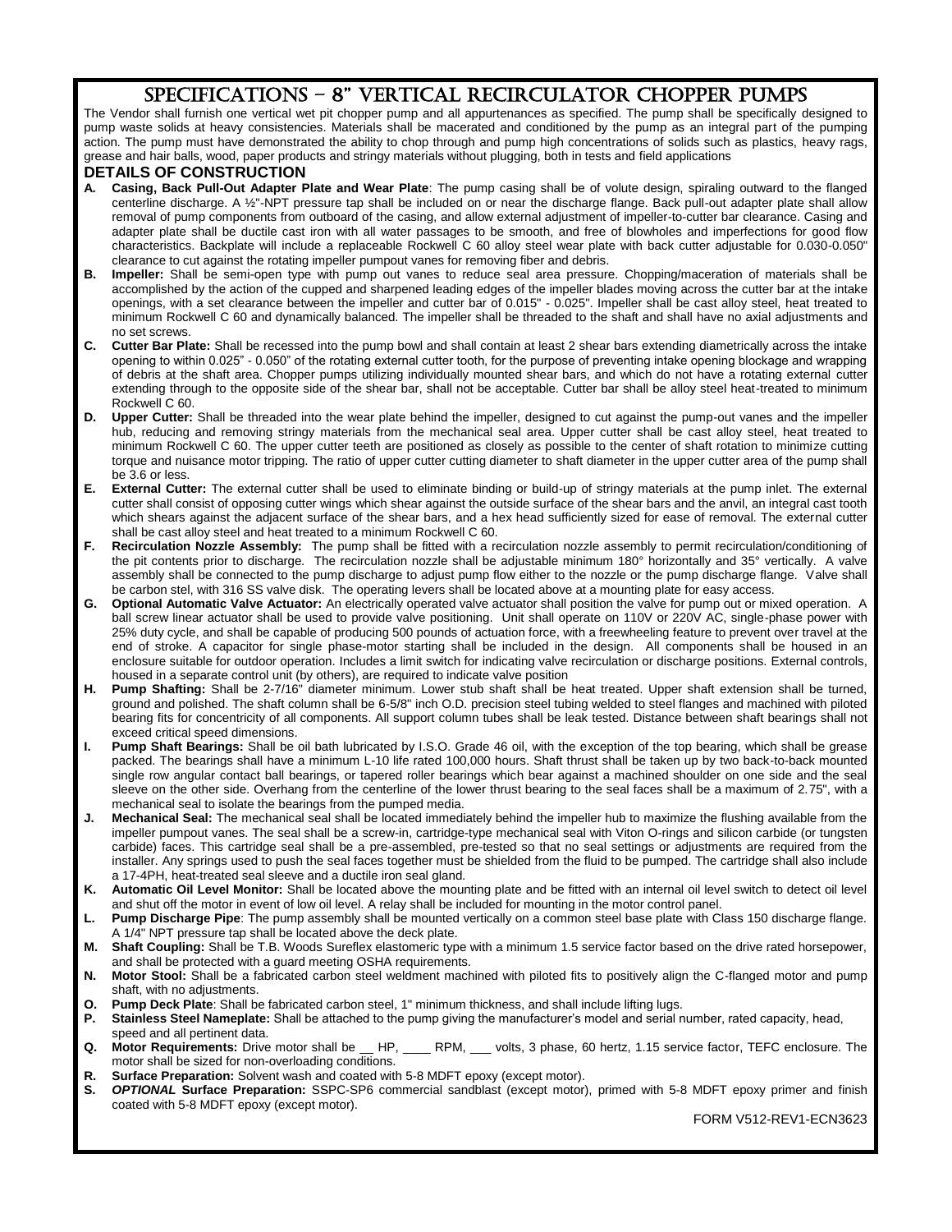# SPECIFICATIONS – 8" VERTICAL RECIRCULATOR CHOPPER PUMPS

The Vendor shall furnish one vertical wet pit chopper pump and all appurtenances as specified. The pump shall be specifically designed to pump waste solids at heavy consistencies. Materials shall be macerated and conditioned by the pump as an integral part of the pumping action. The pump must have demonstrated the ability to chop through and pump high concentrations of solids such as plastics, heavy rags, grease and hair balls, wood, paper products and stringy materials without plugging, both in tests and field applications

## DETAILS OF CONSTRUCTION

**A. Casing, Back Pull-Out Adapter Plate and Wear Plate**: The pump casing shall be of volute design, spiraling outward to the flanged centerline discharge. A ½"-NPT pressure tap shall be included on or near the discharge flange. Back pull-out adapter plate shall allow removal of pump components from outboard of the casing, and allow external adjustment of impeller-to-cutter bar clearance. Casing and adapter plate shall be ductile cast iron with all water passages to be smooth, and free of blowholes and imperfections for good flow characteristics. Backplate will include a replaceable Rockwell C 60 alloy steel wear plate with back cutter adjustable for 0.030-0.050" clearance to cut against the rotating impeller pumpout vanes for removing fiber and debris.

**B. Impeller:** Shall be semi-open type with pump out vanes to reduce seal area pressure. Chopping/maceration of materials shall be accomplished by the action of the cupped and sharpened leading edges of the impeller blades moving across the cutter bar at the intake openings, with a set clearance between the impeller and cutter bar of 0.015" - 0.025". Impeller shall be cast alloy steel, heat treated to minimum Rockwell C 60 and dynamically balanced. The impeller shall be threaded to the shaft and shall have no axial adjustments and no set screws.

**C. Cutter Bar Plate:** Shall be recessed into the pump bowl and shall contain at least 2 shear bars extending diametrically across the intake opening to within 0.025" - 0.050" of the rotating external cutter tooth, for the purpose of preventing intake opening blockage and wrapping of debris at the shaft area. Chopper pumps utilizing individually mounted shear bars, and which do not have a rotating external cutter extending through to the opposite side of the shear bar, shall not be acceptable. Cutter bar shall be alloy steel heat-treated to minimum Rockwell C 60.

**D. Upper Cutter:** Shall be threaded into the wear plate behind the impeller, designed to cut against the pump-out vanes and the impeller hub, reducing and removing stringy materials from the mechanical seal area. Upper cutter shall be cast alloy steel, heat treated to minimum Rockwell C 60. The upper cutter teeth are positioned as closely as possible to the center of shaft rotation to minimize cutting torque and nuisance motor tripping. The ratio of upper cutter cutting diameter to shaft diameter in the upper cutter area of the pump shall be 3.6 or less.

**E. External Cutter:** The external cutter shall be used to eliminate binding or build-up of stringy materials at the pump inlet. The external cutter shall consist of opposing cutter wings which shear against the outside surface of the shear bars and the anvil, an integral cast tooth which shears against the adjacent surface of the shear bars, and a hex head sufficiently sized for ease of removal. The external cutter shall be cast alloy steel and heat treated to a minimum Rockwell C 60.

**F. Recirculation Nozzle Assembly:** The pump shall be fitted with a recirculation nozzle assembly to permit recirculation/conditioning of the pit contents prior to discharge. The recirculation nozzle shall be adjustable minimum 180° horizontally and 35° vertically. A valve assembly shall be connected to the pump discharge to adjust pump flow either to the nozzle or the pump discharge flange. Valve shall be carbon stel, with 316 SS valve disk. The operating levers shall be located above at a mounting plate for easy access.

**G. Optional Automatic Valve Actuator:** An electrically operated valve actuator shall position the valve for pump out or mixed operation. A ball screw linear actuator shall be used to provide valve positioning. Unit shall operate on 110V or 220V AC, single-phase power with 25% duty cycle, and shall be capable of producing 500 pounds of actuation force, with a freewheeling feature to prevent over travel at the end of stroke. A capacitor for single phase-motor starting shall be included in the design. All components shall be housed in an enclosure suitable for outdoor operation. Includes a limit switch for indicating valve recirculation or discharge positions. External controls, housed in a separate control unit (by others), are required to indicate valve position

**H. Pump Shafting:** Shall be 2-7/16" diameter minimum. Lower stub shaft shall be heat treated. Upper shaft extension shall be turned, ground and polished. The shaft column shall be 6-5/8" inch O.D. precision steel tubing welded to steel flanges and machined with piloted bearing fits for concentricity of all components. All support column tubes shall be leak tested. Distance between shaft bearings shall not exceed critical speed dimensions.

**I. Pump Shaft Bearings:** Shall be oil bath lubricated by I.S.O. Grade 46 oil, with the exception of the top bearing, which shall be grease packed. The bearings shall have a minimum L-10 life rated 100,000 hours. Shaft thrust shall be taken up by two back-to-back mounted single row angular contact ball bearings, or tapered roller bearings which bear against a machined shoulder on one side and the seal sleeve on the other side. Overhang from the centerline of the lower thrust bearing to the seal faces shall be a maximum of 2.75", with a mechanical seal to isolate the bearings from the pumped media.

**J. Mechanical Seal:** The mechanical seal shall be located immediately behind the impeller hub to maximize the flushing available from the impeller pumpout vanes. The seal shall be a screw-in, cartridge-type mechanical seal with Viton O-rings and silicon carbide (or tungsten carbide) faces. This cartridge seal shall be a pre-assembled, pre-tested so that no seal settings or adjustments are required from the installer. Any springs used to push the seal faces together must be shielded from the fluid to be pumped. The cartridge shall also include a 17-4PH, heat-treated seal sleeve and a ductile iron seal gland.

**K. Automatic Oil Level Monitor:** Shall be located above the mounting plate and be fitted with an internal oil level switch to detect oil level and shut off the motor in event of low oil level. A relay shall be included for mounting in the motor control panel.

**L. Pump Discharge Pipe**: The pump assembly shall be mounted vertically on a common steel base plate with Class 150 discharge flange. A 1/4" NPT pressure tap shall be located above the deck plate.

**M. Shaft Coupling:** Shall be T.B. Woods Sureflex elastomeric type with a minimum 1.5 service factor based on the drive rated horsepower, and shall be protected with a guard meeting OSHA requirements.

**N. Motor Stool:** Shall be a fabricated carbon steel weldment machined with piloted fits to positively align the C-flanged motor and pump shaft, with no adjustments.

**O. Pump Deck Plate**: Shall be fabricated carbon steel, 1" minimum thickness, and shall include lifting lugs.

**P. Stainless Steel Nameplate:** Shall be attached to the pump giving the manufacturer's model and serial number, rated capacity, head, speed and all pertinent data.

**Q. Motor Requirements:** Drive motor shall be __ HP, ____ RPM, ___ volts, 3 phase, 60 hertz, 1.15 service factor, TEFC enclosure. The motor shall be sized for non-overloading conditions.

**R. Surface Preparation:** Solvent wash and coated with 5-8 MDFT epoxy (except motor).

**S. *OPTIONAL* Surface Preparation:** SSPC-SP6 commercial sandblast (except motor), primed with 5-8 MDFT epoxy primer and finish coated with 5-8 MDFT epoxy (except motor).

FORM V512-REV1-ECN3623